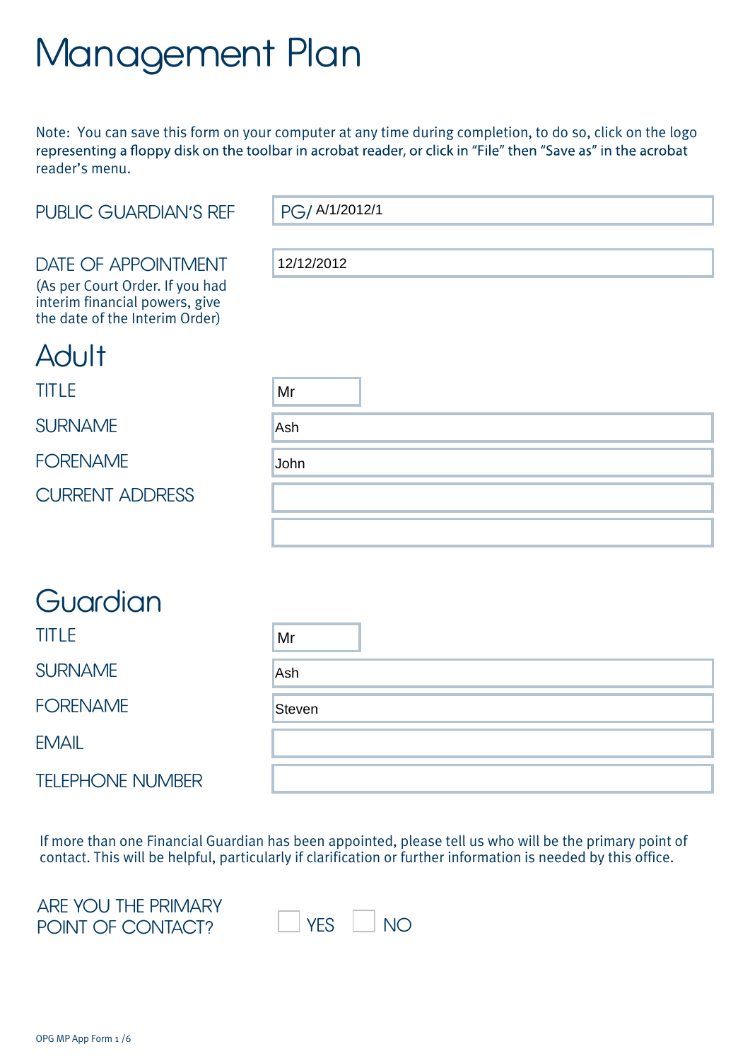# Management Plan

Note: You can save this form on your computer at any time during completion, to do so, click on the logo representing a floppy disk on the toolbar in acrobat reader, or click in "File" then "Save as" in the acrobat reader's menu.

| | |
|---|---|
| PUBLIC GUARDIAN'S REF | PG/ A/1/2012/1 |
| DATE OF APPOINTMENT (As per Court Order. If you had interim financial powers, give the date of the Interim Order) | 12/12/2012 |

## Adult

| | |
|---|---|
| TITLE | Mr |
| SURNAME | Ash |
| FORENAME | John |
| CURRENT ADDRESS | |

## Guardian

| | |
|---|---|
| TITLE | Mr |
| SURNAME | Ash |
| FORENAME | Steven |
| EMAIL | |
| TELEPHONE NUMBER | |

If more than one Financial Guardian has been appointed, please tell us who will be the primary point of contact. This will be helpful, particularly if clarification or further information is needed by this office.

ARE YOU THE PRIMARY POINT OF CONTACT? ☐ YES ☐ NO

OPG MP App Form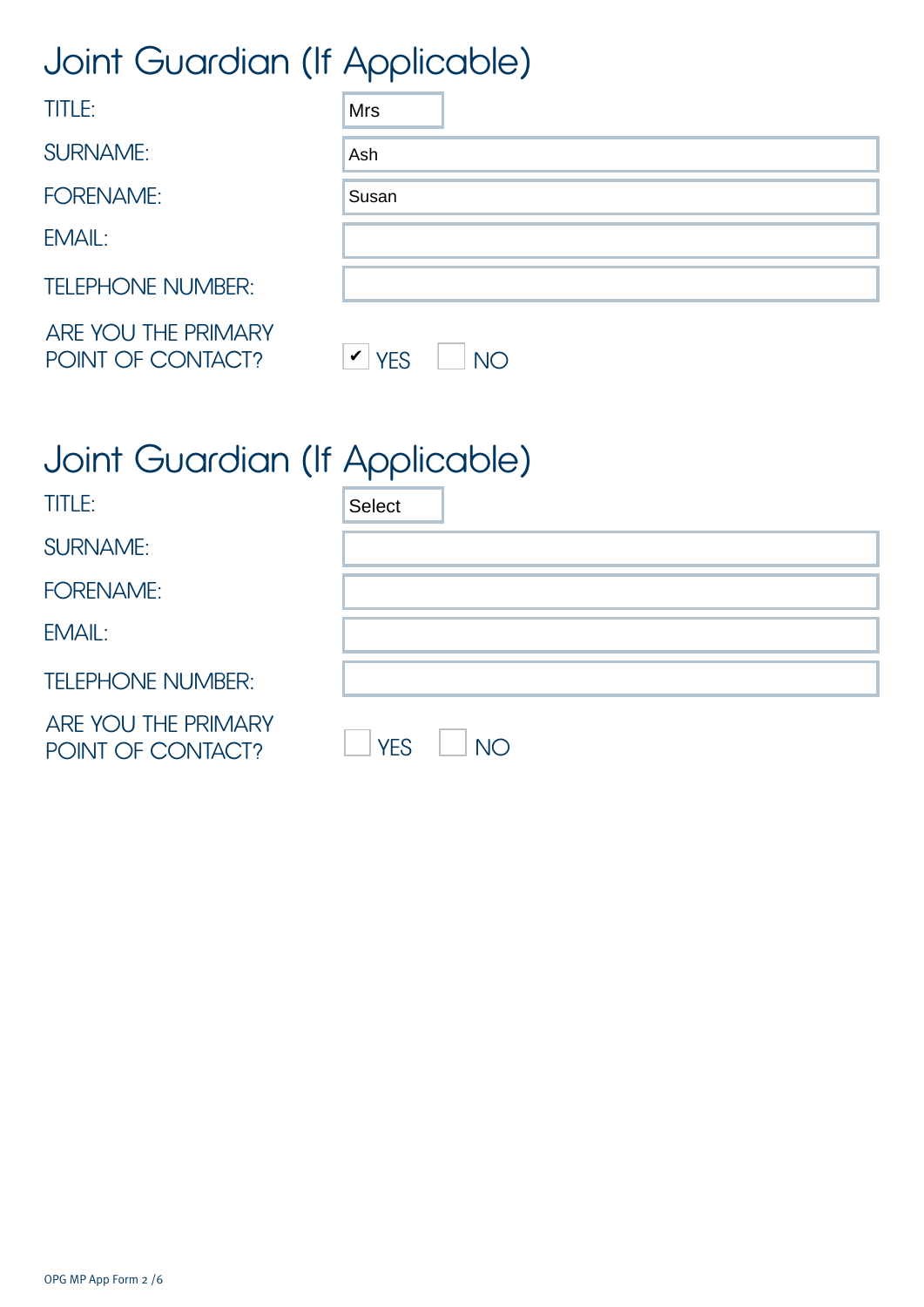## Joint Guardian (If Applicable)

| | |
|---|---|
| TITLE: | Mrs |
| SURNAME: | Ash |
| FORENAME: | Susan |
| EMAIL: | |
| TELEPHONE NUMBER: | |
| ARE YOU THE PRIMARY POINT OF CONTACT? | ☑ YES ☐ NO |

## Joint Guardian (If Applicable)

| | |
|---|---|
| TITLE: | Select |
| SURNAME: | |
| FORENAME: | |
| EMAIL: | |
| TELEPHONE NUMBER: | |
| ARE YOU THE PRIMARY POINT OF CONTACT? | ☐ YES ☐ NO |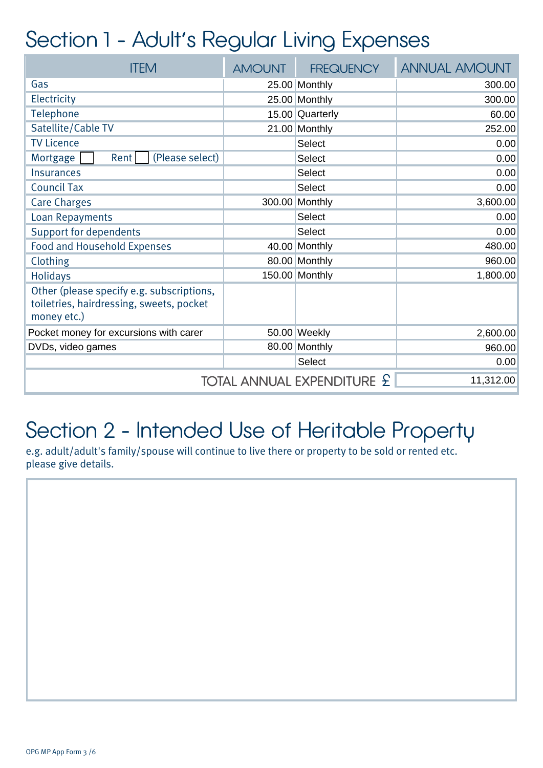## Section 1 - Adult's Regular Living Expenses

| ITEM | AMOUNT | FREQUENCY | ANNUAL AMOUNT |
|---|---|---|---|
| Gas | 25.00 | Monthly | 300.00 |
| Electricity | 25.00 | Monthly | 300.00 |
| Telephone | 15.00 | Quarterly | 60.00 |
| Satellite/Cable TV | 21.00 | Monthly | 252.00 |
| TV Licence | | Select | 0.00 |
| Mortgage ☐ Rent ☐ (Please select) | | Select | 0.00 |
| Insurances | | Select | 0.00 |
| Council Tax | | Select | 0.00 |
| Care Charges | 300.00 | Monthly | 3,600.00 |
| Loan Repayments | | Select | 0.00 |
| Support for dependents | | Select | 0.00 |
| Food and Household Expenses | 40.00 | Monthly | 480.00 |
| Clothing | 80.00 | Monthly | 960.00 |
| Holidays | 150.00 | Monthly | 1,800.00 |
| Other (please specify e.g. subscriptions, toiletries, hairdressing, sweets, pocket money etc.) | | | |
| Pocket money for excursions with carer | 50.00 | Weekly | 2,600.00 |
| DVDs, video games | 80.00 | Monthly | 960.00 |
| | | Select | 0.00 |
| | | TOTAL ANNUAL EXPENDITURE £ | 11,312.00 |

## Section 2 - Intended Use of Heritable Property

e.g. adult/adult's family/spouse will continue to live there or property to be sold or rented etc. please give details.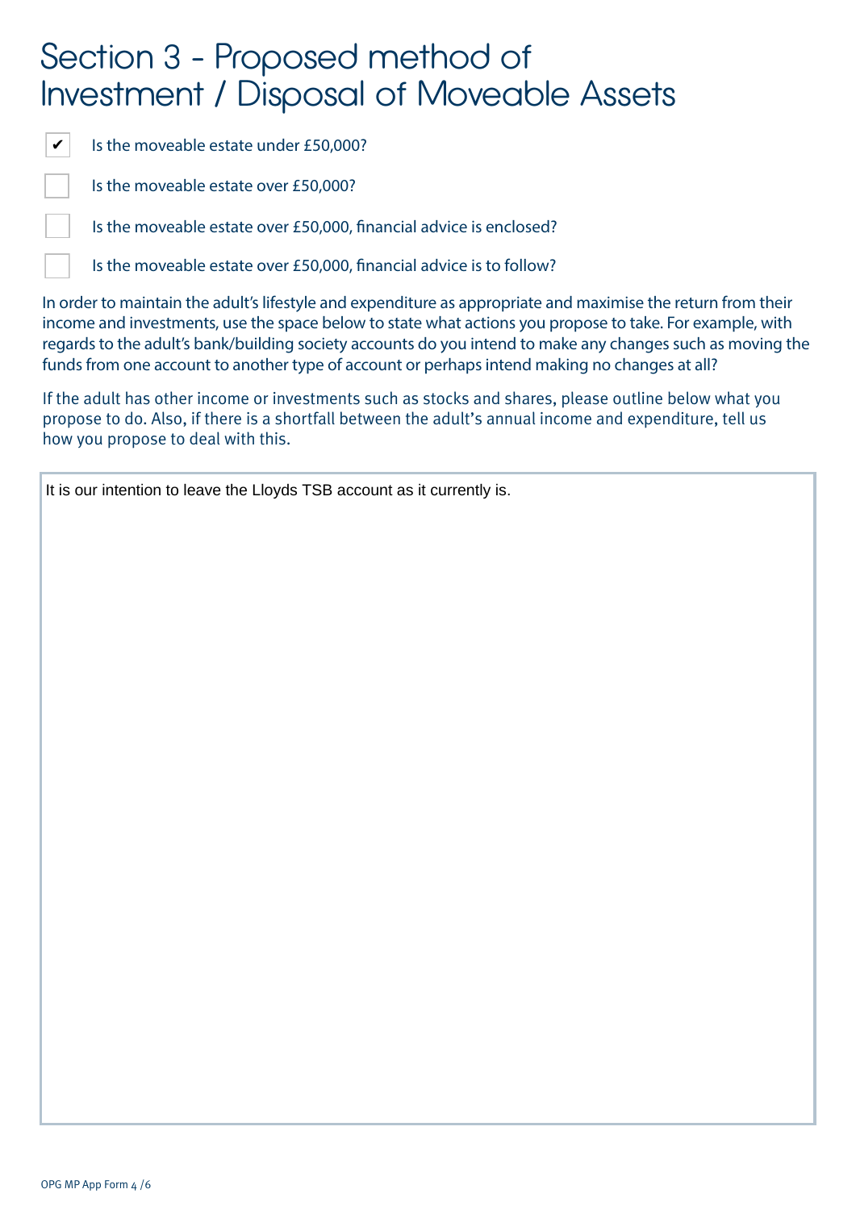# Section 3 - Proposed method of Investment / Disposal of Moveable Assets

- [x] Is the moveable estate under £50,000?
- [ ] Is the moveable estate over £50,000?
- [ ] Is the moveable estate over £50,000, financial advice is enclosed?
- [ ] Is the moveable estate over £50,000, financial advice is to follow?

In order to maintain the adult's lifestyle and expenditure as appropriate and maximise the return from their income and investments, use the space below to state what actions you propose to take. For example, with regards to the adult's bank/building society accounts do you intend to make any changes such as moving the funds from one account to another type of account or perhaps intend making no changes at all?

If the adult has other income or investments such as stocks and shares, please outline below what you propose to do. Also, if there is a shortfall between the adult's annual income and expenditure, tell us how you propose to deal with this.

It is our intention to leave the Lloyds TSB account as it currently is.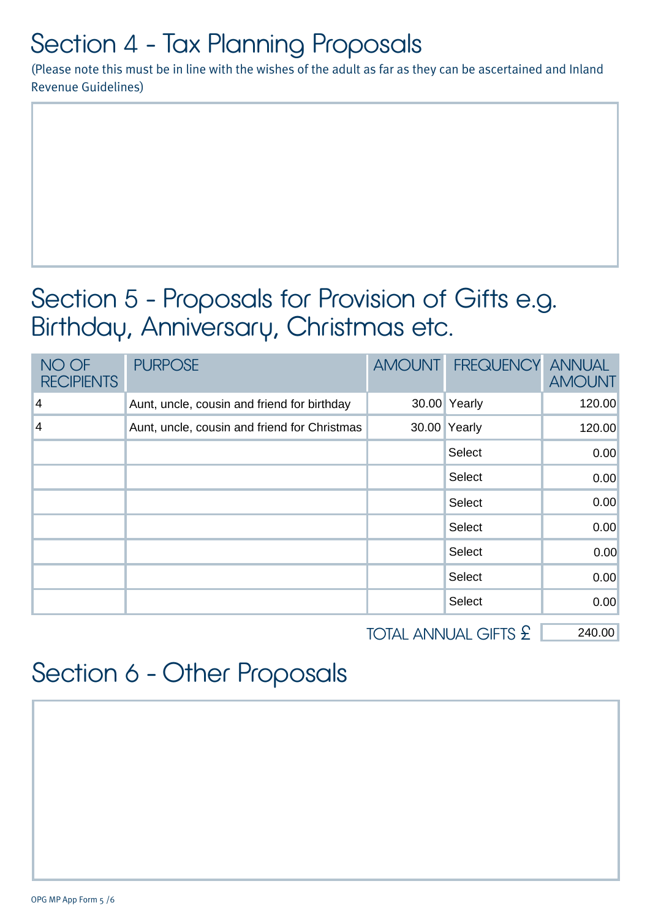# Section 4 - Tax Planning Proposals

(Please note this must be in line with the wishes of the adult as far as they can be ascertained and Inland Revenue Guidelines)

# Section 5 - Proposals for Provision of Gifts e.g. Birthday, Anniversary, Christmas etc.

| NO OF RECIPIENTS | PURPOSE | AMOUNT | FREQUENCY | ANNUAL AMOUNT |
|---|---|---|---|---|
| 4 | Aunt, uncle, cousin and friend for birthday | 30.00 | Yearly | 120.00 |
| 4 | Aunt, uncle, cousin and friend for Christmas | 30.00 | Yearly | 120.00 |
| | | | Select | 0.00 |
| | | | Select | 0.00 |
| | | | Select | 0.00 |
| | | | Select | 0.00 |
| | | | Select | 0.00 |
| | | | Select | 0.00 |
| | | | Select | 0.00 |

TOTAL ANNUAL GIFTS £ 240.00

# Section 6 - Other Proposals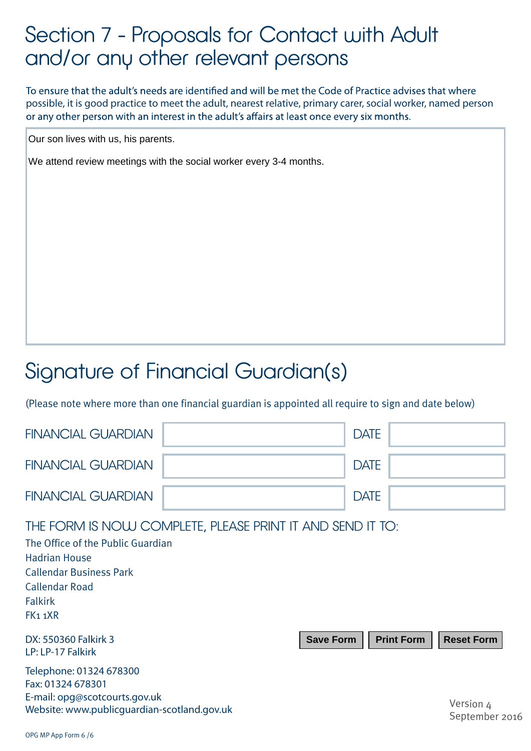# Section 7 - Proposals for Contact with Adult and/or any other relevant persons

To ensure that the adult's needs are identified and will be met the Code of Practice advises that where possible, it is good practice to meet the adult, nearest relative, primary carer, social worker, named person or any other person with an interest in the adult's affairs at least once every six months.

Our son lives with us, his parents.

We attend review meetings with the social worker every 3-4 months.

# Signature of Financial Guardian(s)

(Please note where more than one financial guardian is appointed all require to sign and date below)

| | | | |
|---|---|---|---|
| FINANCIAL GUARDIAN | | DATE | |
| FINANCIAL GUARDIAN | | DATE | |
| FINANCIAL GUARDIAN | | DATE | |

THE FORM IS NOW COMPLETE, PLEASE PRINT IT AND SEND IT TO:

The Office of the Public Guardian
Hadrian House
Callendar Business Park
Callendar Road
Falkirk
FK1 1XR

DX: 550360 Falkirk 3
LP: LP-17 Falkirk

Telephone: 01324 678300
Fax: 01324 678301
E-mail: opg@scotcourts.gov.uk
Website: www.publicguardian-scotland.gov.uk

Save Form | Print Form | Reset Form

Version 4
September 2016

OPG MP App Form 6 /6